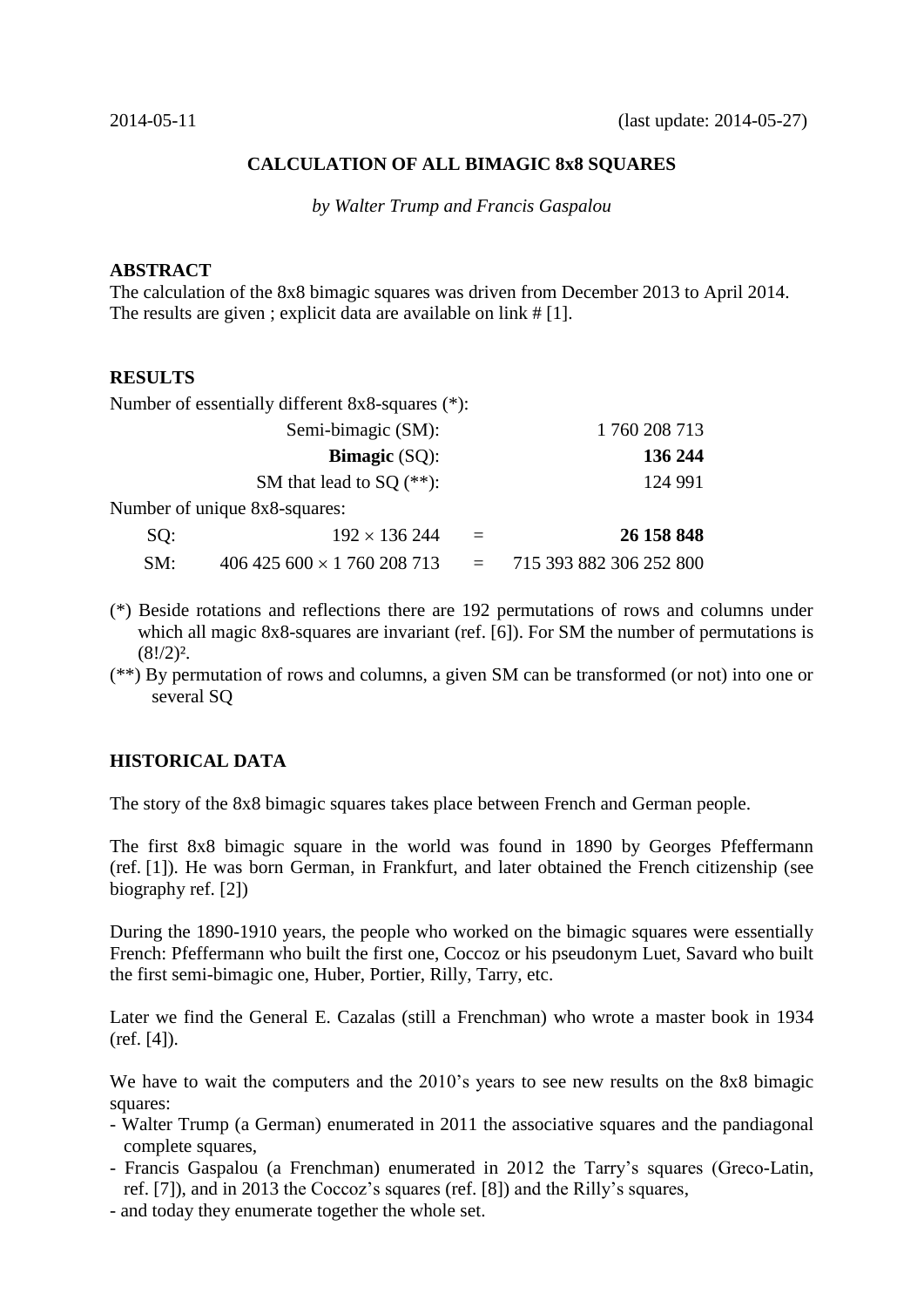2014-05-11 (last update: 2014-05-27)

# CALCULATION OF ALL BIMAGIC 8x8 SQUARES

*by Walter Trump and Francis Gaspalou*

## ABSTRACT

The calculation of the 8x8 bimagic squares was driven from December 2013 to April 2014. The results are given ; explicit data are available on link # [1].

## RESULTS

Number of essentially different 8x8-squares (*):

| | | | |
|---|---|---|---|
| | Semi-bimagic (SM): | | 1 760 208 713 |
| | **Bimagic** (SQ): | | **136 244** |
| | SM that lead to SQ (**): | | 124 991 |

Number of unique 8x8-squares:

| | | | |
|---|---|---|---|
| SQ: | $192 \times 136\ 244$ | = | **26 158 848** |
| SM: | $406\ 425\ 600 \times 1\ 760\ 208\ 713$ | = | 715 393 882 306 252 800 |

(*) Beside rotations and reflections there are 192 permutations of rows and columns under which all magic 8x8-squares are invariant (ref. [6]). For SM the number of permutations is $(8!/2)^2$.

(**) By permutation of rows and columns, a given SM can be transformed (or not) into one or several SQ

## HISTORICAL DATA

The story of the 8x8 bimagic squares takes place between French and German people.

The first 8x8 bimagic square in the world was found in 1890 by Georges Pfeffermann (ref. [1]). He was born German, in Frankfurt, and later obtained the French citizenship (see biography ref. [2])

During the 1890-1910 years, the people who worked on the bimagic squares were essentially French: Pfeffermann who built the first one, Coccoz or his pseudonym Luet, Savard who built the first semi-bimagic one, Huber, Portier, Rilly, Tarry, etc.

Later we find the General E. Cazalas (still a Frenchman) who wrote a master book in 1934 (ref. [4]).

We have to wait the computers and the 2010's years to see new results on the 8x8 bimagic squares:

- Walter Trump (a German) enumerated in 2011 the associative squares and the pandiagonal complete squares,
- Francis Gaspalou (a Frenchman) enumerated in 2012 the Tarry's squares (Greco-Latin, ref. [7]), and in 2013 the Coccoz's squares (ref. [8]) and the Rilly's squares,
- and today they enumerate together the whole set.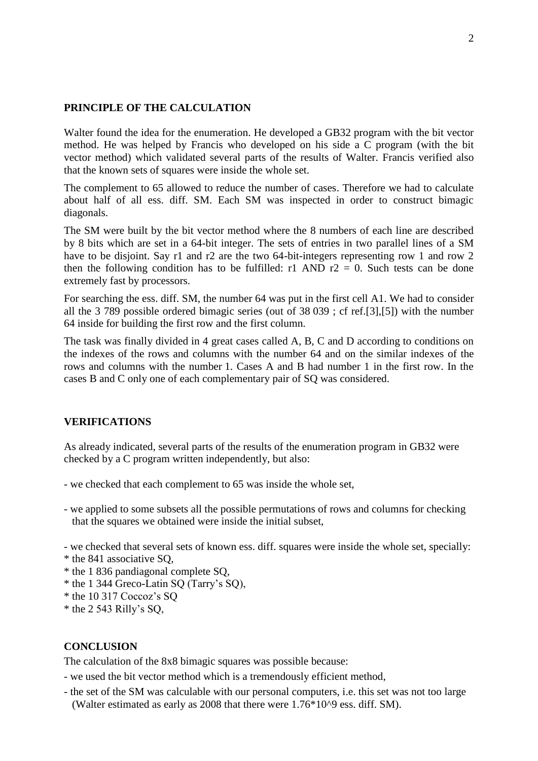## PRINCIPLE OF THE CALCULATION

Walter found the idea for the enumeration. He developed a GB32 program with the bit vector method. He was helped by Francis who developed on his side a C program (with the bit vector method) which validated several parts of the results of Walter. Francis verified also that the known sets of squares were inside the whole set.

The complement to 65 allowed to reduce the number of cases. Therefore we had to calculate about half of all ess. diff. SM. Each SM was inspected in order to construct bimagic diagonals.

The SM were built by the bit vector method where the 8 numbers of each line are described by 8 bits which are set in a 64-bit integer. The sets of entries in two parallel lines of a SM have to be disjoint. Say r1 and r2 are the two 64-bit-integers representing row 1 and row 2 then the following condition has to be fulfilled: r1 AND r2 = 0. Such tests can be done extremely fast by processors.

For searching the ess. diff. SM, the number 64 was put in the first cell A1. We had to consider all the 3 789 possible ordered bimagic series (out of 38 039 ; cf ref.[3],[5]) with the number 64 inside for building the first row and the first column.

The task was finally divided in 4 great cases called A, B, C and D according to conditions on the indexes of the rows and columns with the number 64 and on the similar indexes of the rows and columns with the number 1. Cases A and B had number 1 in the first row. In the cases B and C only one of each complementary pair of SQ was considered.

## VERIFICATIONS

As already indicated, several parts of the results of the enumeration program in GB32 were checked by a C program written independently, but also:

- we checked that each complement to 65 was inside the whole set,

- we applied to some subsets all the possible permutations of rows and columns for checking that the squares we obtained were inside the initial subset,

- we checked that several sets of known ess. diff. squares were inside the whole set, specially:
  * the 841 associative SQ,
  * the 1 836 pandiagonal complete SQ,
  * the 1 344 Greco-Latin SQ (Tarry's SQ),
  * the 10 317 Coccoz's SQ
  * the 2 543 Rilly's SQ,

## CONCLUSION

The calculation of the 8x8 bimagic squares was possible because:

- we used the bit vector method which is a tremendously efficient method,

- the set of the SM was calculable with our personal computers, i.e. this set was not too large (Walter estimated as early as 2008 that there were $1.76 \times 10^9$ ess. diff. SM).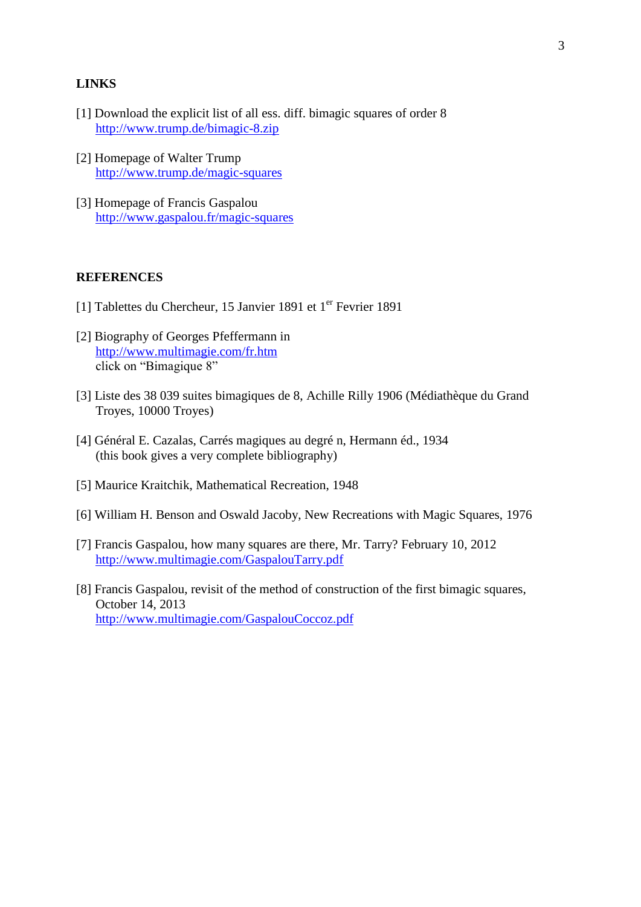## LINKS

[1] Download the explicit list of all ess. diff. bimagic squares of order 8
http://www.trump.de/bimagic-8.zip

[2] Homepage of Walter Trump
http://www.trump.de/magic-squares

[3] Homepage of Francis Gaspalou
http://www.gaspalou.fr/magic-squares

## REFERENCES

[1] Tablettes du Chercheur, 15 Janvier 1891 et 1er Fevrier 1891

[2] Biography of Georges Pfeffermann in
http://www.multimagie.com/fr.htm
click on "Bimagique 8"

[3] Liste des 38 039 suites bimagiques de 8, Achille Rilly 1906 (Médiathèque du Grand Troyes, 10000 Troyes)

[4] Général E. Cazalas, Carrés magiques au degré n, Hermann éd., 1934
(this book gives a very complete bibliography)

[5] Maurice Kraitchik, Mathematical Recreation, 1948

[6] William H. Benson and Oswald Jacoby, New Recreations with Magic Squares, 1976

[7] Francis Gaspalou, how many squares are there, Mr. Tarry? February 10, 2012
http://www.multimagie.com/GaspalouTarry.pdf

[8] Francis Gaspalou, revisit of the method of construction of the first bimagic squares, October 14, 2013
http://www.multimagie.com/GaspalouCoccoz.pdf